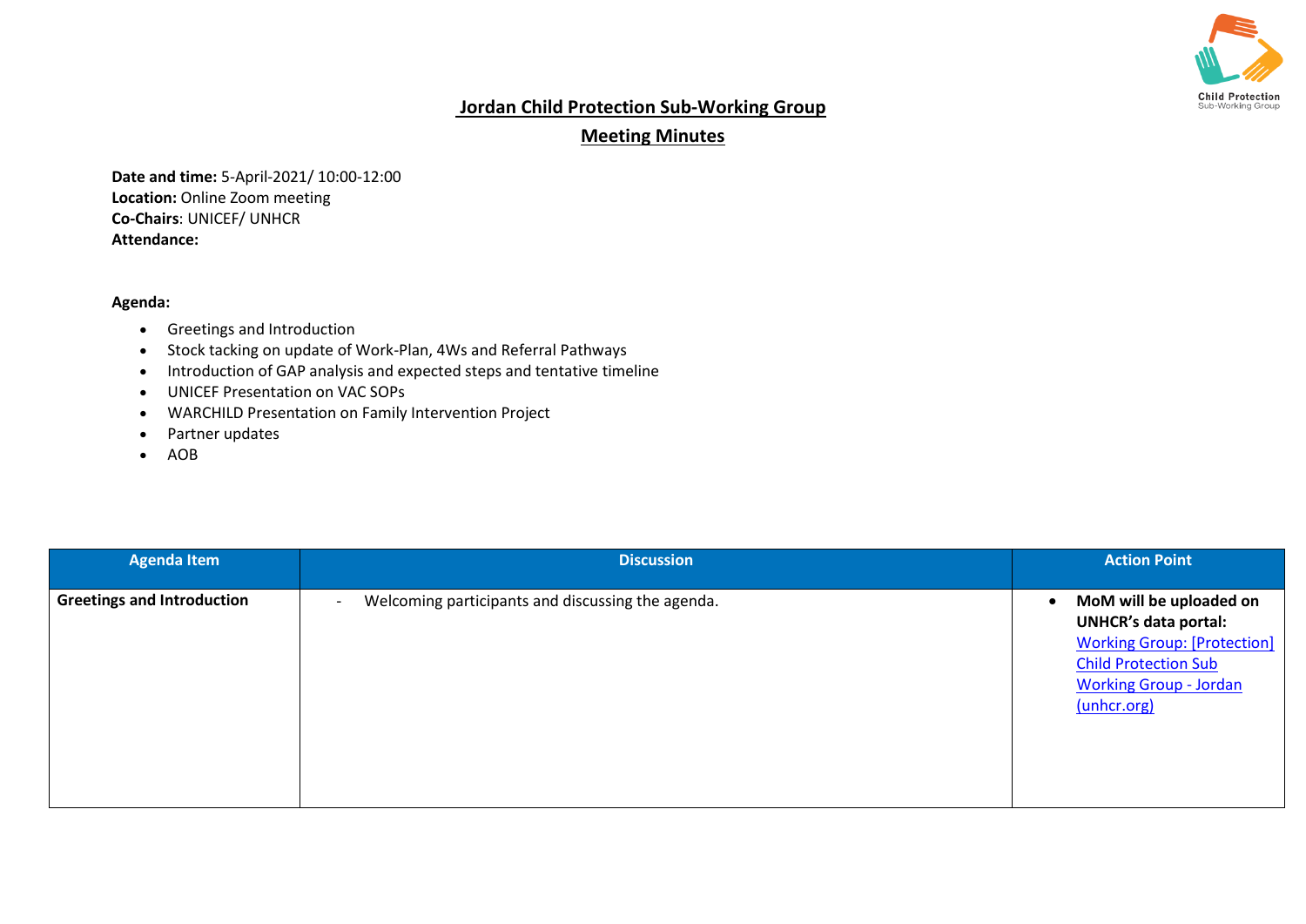# Jordan Child Protection Sub-Working Group

## Meeting Minutes

**Date and time:** 5-April-2021/ 10:00-12:00
**Location:** Online Zoom meeting
**Co-Chairs**: UNICEF/ UNHCR
**Attendance:**

**Agenda:**

- Greetings and Introduction
- Stock tacking on update of Work-Plan, 4Ws and Referral Pathways
- Introduction of GAP analysis and expected steps and tentative timeline
- UNICEF Presentation on VAC SOPs
- WARCHILD Presentation on Family Intervention Project
- Partner updates
- AOB

| Agenda Item | Discussion | Action Point |
|---|---|---|
| **Greetings and Introduction** | - Welcoming participants and discussing the agenda. | • **MoM will be uploaded on UNHCR's data portal:** [Working Group: [Protection] Child Protection Sub Working Group - Jordan (unhcr.org)] |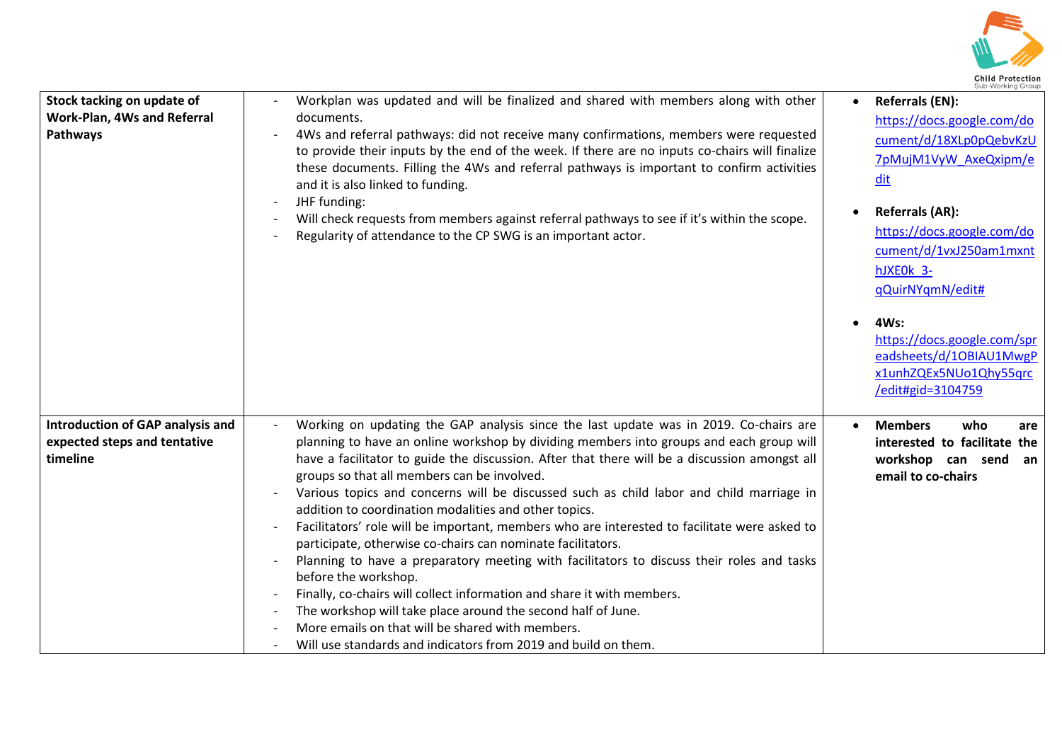| | | |
|---|---|---|
| **Stock taking on update of Work-Plan, 4Ws and Referral Pathways** | - Workplan was updated and will be finalized and shared with members along with other documents.<br>- 4Ws and referral pathways: did not receive many confirmations, members were requested to provide their inputs by the end of the week. If there are no inputs co-chairs will finalize these documents. Filling the 4Ws and referral pathways is important to confirm activities and it is also linked to funding.<br>- JHF funding:<br>- Will check requests from members against referral pathways to see if it's within the scope.<br>- Regularity of attendance to the CP SWG is an important actor. | • **Referrals (EN):** https://docs.google.com/document/d/18XLp0pQebvKzU7pMujM1VyW_AxeQxipm/edit<br><br>• **Referrals (AR):** https://docs.google.com/document/d/1vxJ250am1mxnthJXE0k_3-qQuirNYqmN/edit#<br><br>• **4Ws:** https://docs.google.com/spreadsheets/d/1OBIAU1MwgPx1unhZQEx5NUo1Qhy55qrc/edit#gid=3104759 |
| **Introduction of GAP analysis and expected steps and tentative timeline** | - Working on updating the GAP analysis since the last update was in 2019. Co-chairs are planning to have an online workshop by dividing members into groups and each group will have a facilitator to guide the discussion. After that there will be a discussion amongst all groups so that all members can be involved.<br>- Various topics and concerns will be discussed such as child labor and child marriage in addition to coordination modalities and other topics.<br>- Facilitators' role will be important, members who are interested to facilitate were asked to participate, otherwise co-chairs can nominate facilitators.<br>- Planning to have a preparatory meeting with facilitators to discuss their roles and tasks before the workshop.<br>- Finally, co-chairs will collect information and share it with members.<br>- The workshop will take place around the second half of June.<br>- More emails on that will be shared with members.<br>- Will use standards and indicators from 2019 and build on them. | • **Members who are interested to facilitate the workshop can send an email to co-chairs** |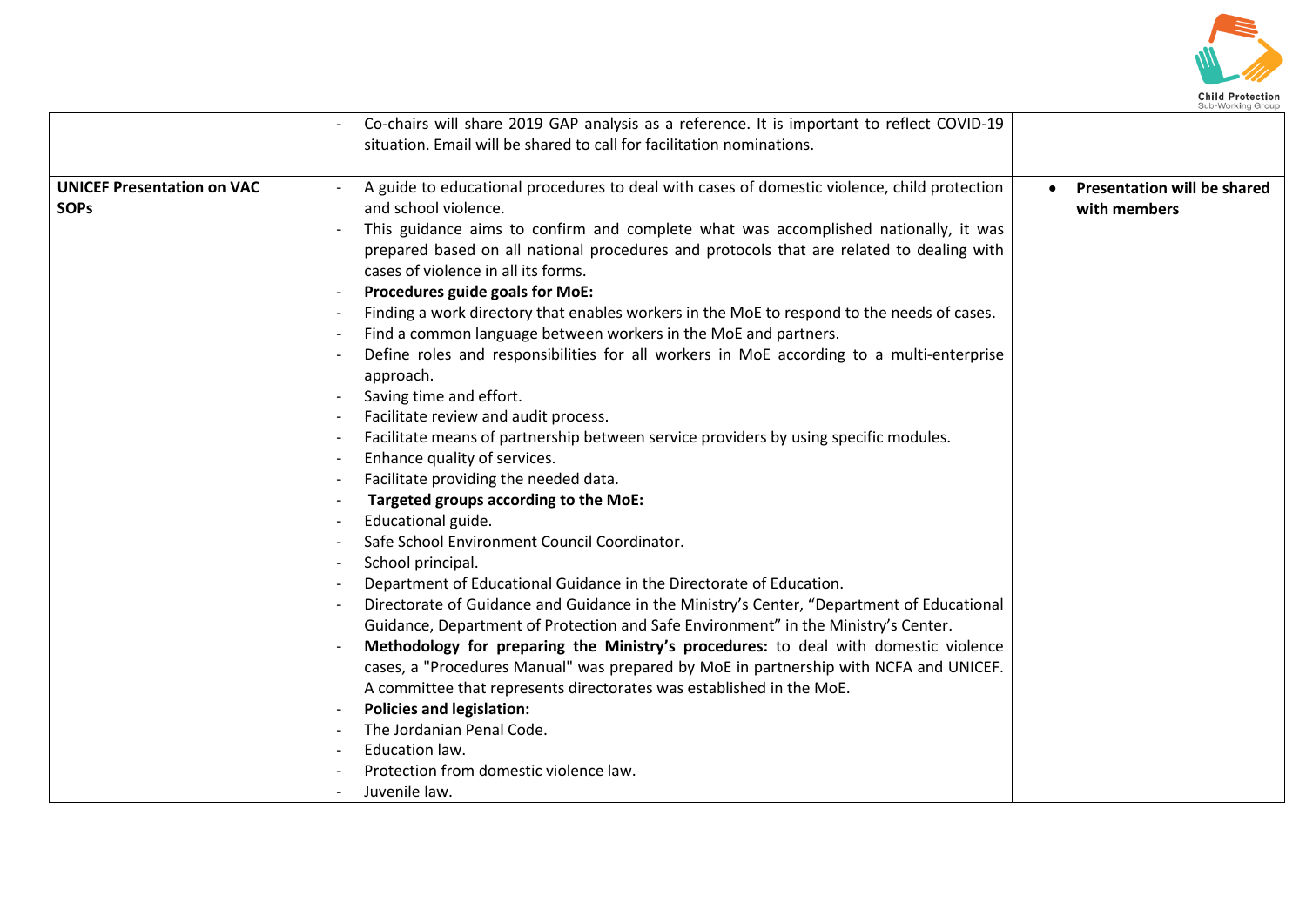| | | |
|---|---|---|
| | - Co-chairs will share 2019 GAP analysis as a reference. It is important to reflect COVID-19 situation. Email will be shared to call for facilitation nominations. | |
| **UNICEF Presentation on VAC SOPs** | - A guide to educational procedures to deal with cases of domestic violence, child protection and school violence.<br>- This guidance aims to confirm and complete what was accomplished nationally, it was prepared based on all national procedures and protocols that are related to dealing with cases of violence in all its forms.<br>- **Procedures guide goals for MoE:**<br>- Finding a work directory that enables workers in the MoE to respond to the needs of cases.<br>- Find a common language between workers in the MoE and partners.<br>- Define roles and responsibilities for all workers in MoE according to a multi-enterprise approach.<br>- Saving time and effort.<br>- Facilitate review and audit process.<br>- Facilitate means of partnership between service providers by using specific modules.<br>- Enhance quality of services.<br>- Facilitate providing the needed data.<br>- **Targeted groups according to the MoE:**<br>- Educational guide.<br>- Safe School Environment Council Coordinator.<br>- School principal.<br>- Department of Educational Guidance in the Directorate of Education.<br>- Directorate of Guidance and Guidance in the Ministry's Center, "Department of Educational Guidance, Department of Protection and Safe Environment" in the Ministry's Center.<br>- **Methodology for preparing the Ministry's procedures:** to deal with domestic violence cases, a "Procedures Manual" was prepared by MoE in partnership with NCFA and UNICEF. A committee that represents directorates was established in the MoE.<br>- **Policies and legislation:**<br>- The Jordanian Penal Code.<br>- Education law.<br>- Protection from domestic violence law.<br>- Juvenile law. | • **Presentation will be shared with members** |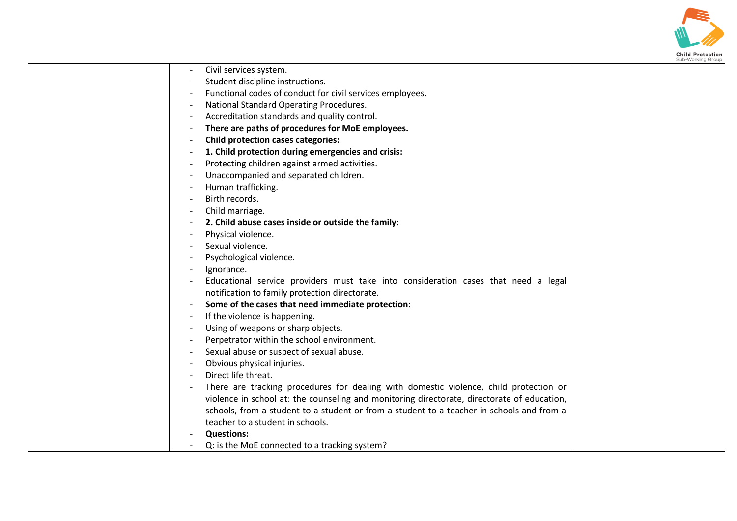| | | |
|---|---|---|
| | - Civil services system.<br>- Student discipline instructions.<br>- Functional codes of conduct for civil services employees.<br>- National Standard Operating Procedures.<br>- Accreditation standards and quality control.<br>- **There are paths of procedures for MoE employees.**<br>- **Child protection cases categories:**<br>- **1. Child protection during emergencies and crisis:**<br>- Protecting children against armed activities.<br>- Unaccompanied and separated children.<br>- Human trafficking.<br>- Birth records.<br>- Child marriage.<br>- **2. Child abuse cases inside or outside the family:**<br>- Physical violence.<br>- Sexual violence.<br>- Psychological violence.<br>- Ignorance.<br>- Educational service providers must take into consideration cases that need a legal notification to family protection directorate.<br>- **Some of the cases that need immediate protection:**<br>- If the violence is happening.<br>- Using of weapons or sharp objects.<br>- Perpetrator within the school environment.<br>- Sexual abuse or suspect of sexual abuse.<br>- Obvious physical injuries.<br>- Direct life threat.<br>- There are tracking procedures for dealing with domestic violence, child protection or violence in school at: the counseling and monitoring directorate, directorate of education, schools, from a student to a student or from a student to a teacher in schools and from a teacher to a student in schools.<br>- **Questions:**<br>- Q: is the MoE connected to a tracking system? | |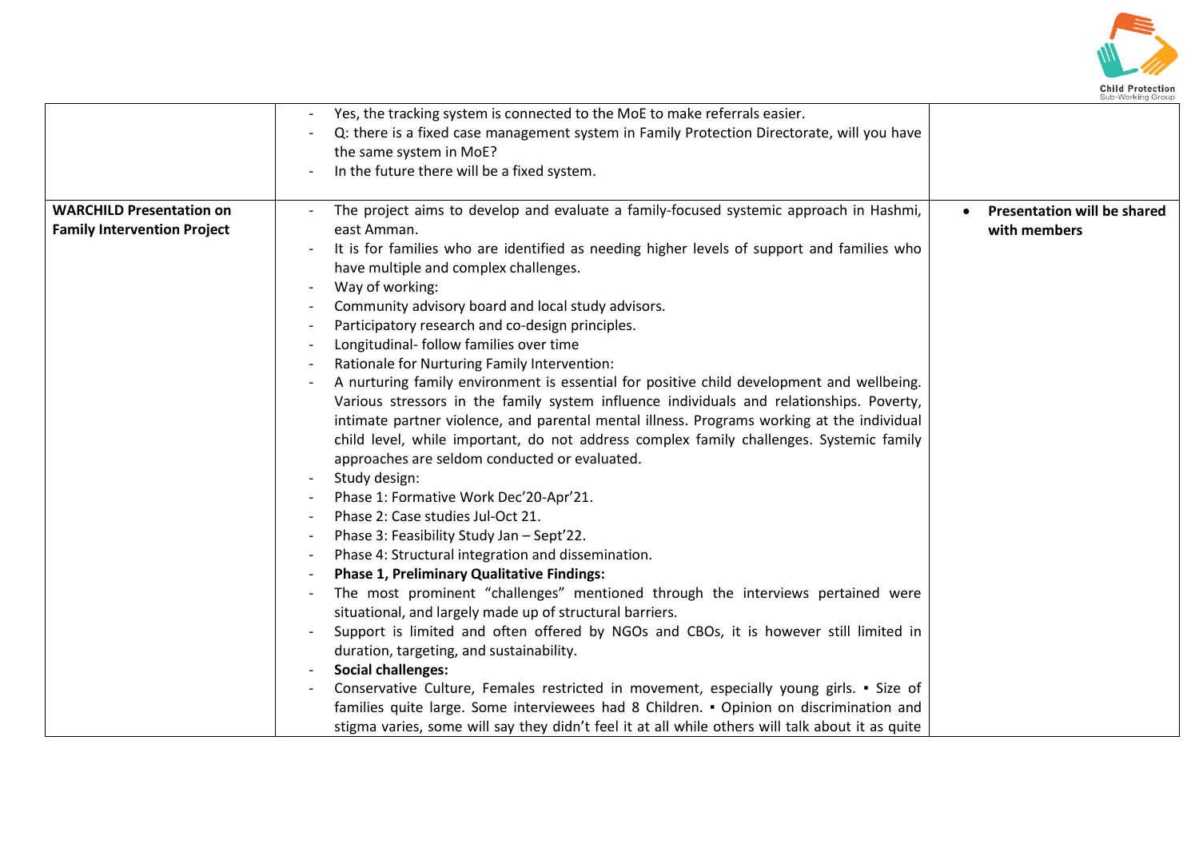| | | |
|---|---|---|
| | - Yes, the tracking system is connected to the MoE to make referrals easier.<br>- Q: there is a fixed case management system in Family Protection Directorate, will you have the same system in MoE?<br>- In the future there will be a fixed system. | |
| **WARCHILD Presentation on Family Intervention Project** | - The project aims to develop and evaluate a family-focused systemic approach in Hashmi, east Amman.<br>- It is for families who are identified as needing higher levels of support and families who have multiple and complex challenges.<br>- Way of working:<br>- Community advisory board and local study advisors.<br>- Participatory research and co-design principles.<br>- Longitudinal- follow families over time<br>- Rationale for Nurturing Family Intervention:<br>- A nurturing family environment is essential for positive child development and wellbeing. Various stressors in the family system influence individuals and relationships. Poverty, intimate partner violence, and parental mental illness. Programs working at the individual child level, while important, do not address complex family challenges. Systemic family approaches are seldom conducted or evaluated.<br>- Study design:<br>- Phase 1: Formative Work Dec'20-Apr'21.<br>- Phase 2: Case studies Jul-Oct 21.<br>- Phase 3: Feasibility Study Jan – Sept'22.<br>- Phase 4: Structural integration and dissemination.<br>- **Phase 1, Preliminary Qualitative Findings:**<br>- The most prominent "challenges" mentioned through the interviews pertained were situational, and largely made up of structural barriers.<br>- Support is limited and often offered by NGOs and CBOs, it is however still limited in duration, targeting, and sustainability.<br>- **Social challenges:**<br>- Conservative Culture, Females restricted in movement, especially young girls. ▪ Size of families quite large. Some interviewees had 8 Children. ▪ Opinion on discrimination and stigma varies, some will say they didn't feel it at all while others will talk about it as quite | • **Presentation will be shared with members** |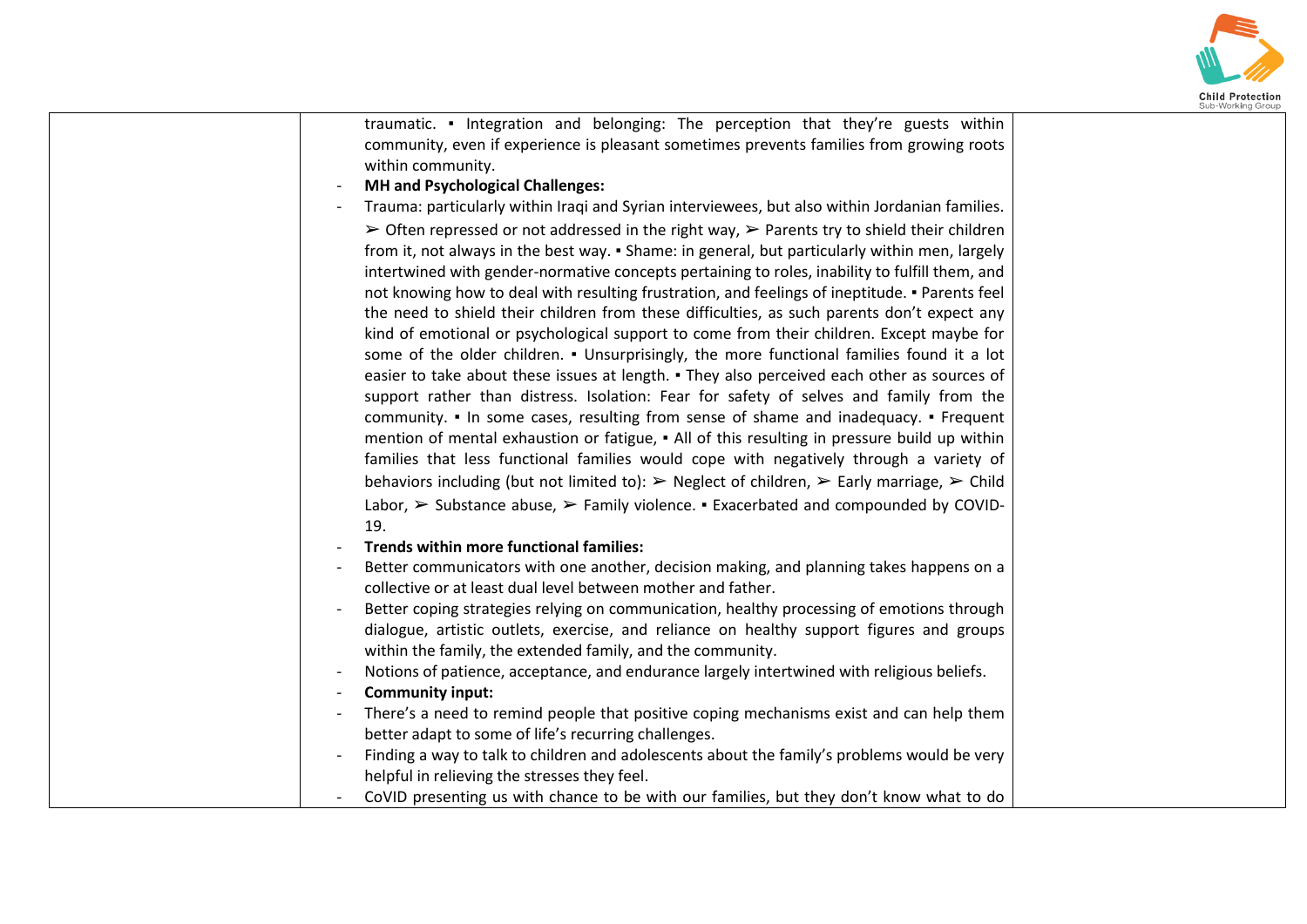| | | |
|---|---|---|
| | traumatic. ▪ Integration and belonging: The perception that they're guests within community, even if experience is pleasant sometimes prevents families from growing roots within community.<br>- **MH and Psychological Challenges:**<br>- Trauma: particularly within Iraqi and Syrian interviewees, but also within Jordanian families. ➢ Often repressed or not addressed in the right way, ➢ Parents try to shield their children from it, not always in the best way. ▪ Shame: in general, but particularly within men, largely intertwined with gender-normative concepts pertaining to roles, inability to fulfill them, and not knowing how to deal with resulting frustration, and feelings of ineptitude. ▪ Parents feel the need to shield their children from these difficulties, as such parents don't expect any kind of emotional or psychological support to come from their children. Except maybe for some of the older children. ▪ Unsurprisingly, the more functional families found it a lot easier to take about these issues at length. ▪ They also perceived each other as sources of support rather than distress. Isolation: Fear for safety of selves and family from the community. ▪ In some cases, resulting from sense of shame and inadequacy. ▪ Frequent mention of mental exhaustion or fatigue, ▪ All of this resulting in pressure build up within families that less functional families would cope with negatively through a variety of behaviors including (but not limited to): ➢ Neglect of children, ➢ Early marriage, ➢ Child Labor, ➢ Substance abuse, ➢ Family violence. ▪ Exacerbated and compounded by COVID-19.<br>- **Trends within more functional families:**<br>- Better communicators with one another, decision making, and planning takes happens on a collective or at least dual level between mother and father.<br>- Better coping strategies relying on communication, healthy processing of emotions through dialogue, artistic outlets, exercise, and reliance on healthy support figures and groups within the family, the extended family, and the community.<br>- Notions of patience, acceptance, and endurance largely intertwined with religious beliefs.<br>- **Community input:**<br>- There's a need to remind people that positive coping mechanisms exist and can help them better adapt to some of life's recurring challenges.<br>- Finding a way to talk to children and adolescents about the family's problems would be very helpful in relieving the stresses they feel.<br>- CoVID presenting us with chance to be with our families, but they don't know what to do | |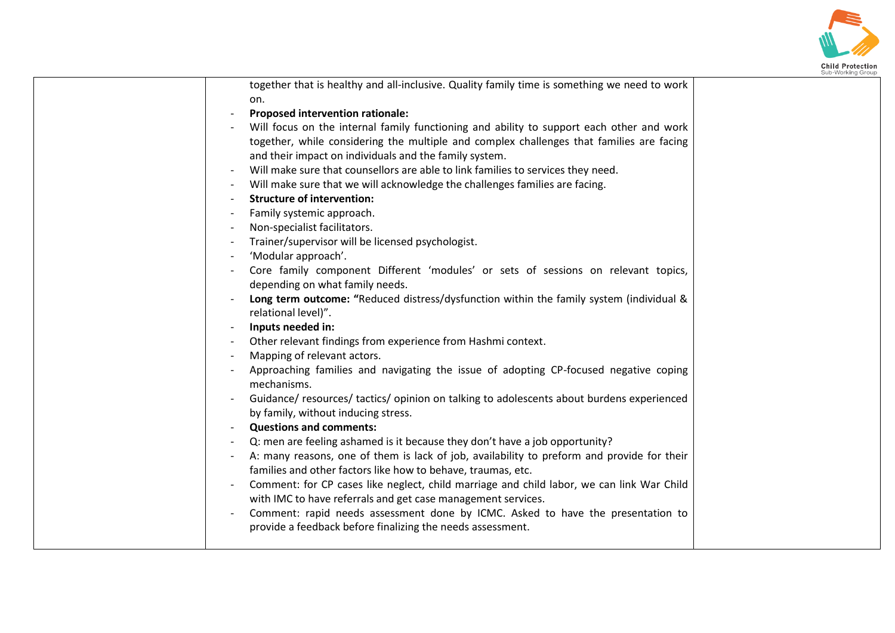| | | |
|---|---|---|
| | together that is healthy and all-inclusive. Quality family time is something we need to work on.<br>- **Proposed intervention rationale:**<br>- Will focus on the internal family functioning and ability to support each other and work together, while considering the multiple and complex challenges that families are facing and their impact on individuals and the family system.<br>- Will make sure that counsellors are able to link families to services they need.<br>- Will make sure that we will acknowledge the challenges families are facing.<br>- **Structure of intervention:**<br>- Family systemic approach.<br>- Non-specialist facilitators.<br>- Trainer/supervisor will be licensed psychologist.<br>- 'Modular approach'.<br>- Core family component Different 'modules' or sets of sessions on relevant topics, depending on what family needs.<br>- **Long term outcome: "**Reduced distress/dysfunction within the family system (individual & relational level)".<br>- **Inputs needed in:**<br>- Other relevant findings from experience from Hashmi context.<br>- Mapping of relevant actors.<br>- Approaching families and navigating the issue of adopting CP-focused negative coping mechanisms.<br>- Guidance/ resources/ tactics/ opinion on talking to adolescents about burdens experienced by family, without inducing stress.<br>- **Questions and comments:**<br>- Q: men are feeling ashamed is it because they don't have a job opportunity?<br>- A: many reasons, one of them is lack of job, availability to preform and provide for their families and other factors like how to behave, traumas, etc.<br>- Comment: for CP cases like neglect, child marriage and child labor, we can link War Child with IMC to have referrals and get case management services.<br>- Comment: rapid needs assessment done by ICMC. Asked to have the presentation to provide a feedback before finalizing the needs assessment. | |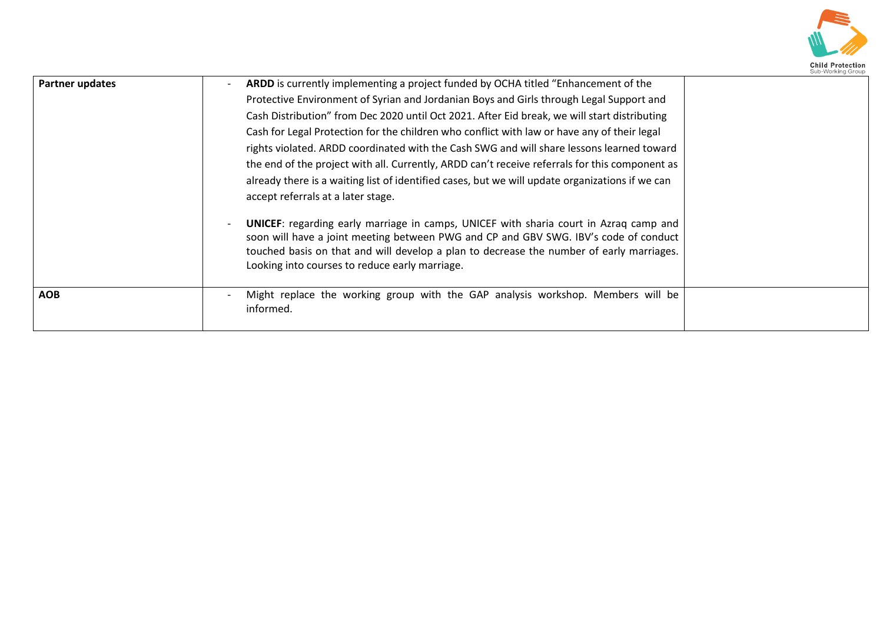| | | |
|---|---|---|
| **Partner updates** | - **ARDD** is currently implementing a project funded by OCHA titled "Enhancement of the Protective Environment of Syrian and Jordanian Boys and Girls through Legal Support and Cash Distribution" from Dec 2020 until Oct 2021. After Eid break, we will start distributing Cash for Legal Protection for the children who conflict with law or have any of their legal rights violated. ARDD coordinated with the Cash SWG and will share lessons learned toward the end of the project with all. Currently, ARDD can't receive referrals for this component as already there is a waiting list of identified cases, but we will update organizations if we can accept referrals at a later stage.<br><br>- **UNICEF**: regarding early marriage in camps, UNICEF with sharia court in Azraq camp and soon will have a joint meeting between PWG and CP and GBV SWG. IBV's code of conduct touched basis on that and will develop a plan to decrease the number of early marriages. Looking into courses to reduce early marriage. | |
| **AOB** | - Might replace the working group with the GAP analysis workshop. Members will be informed. | |